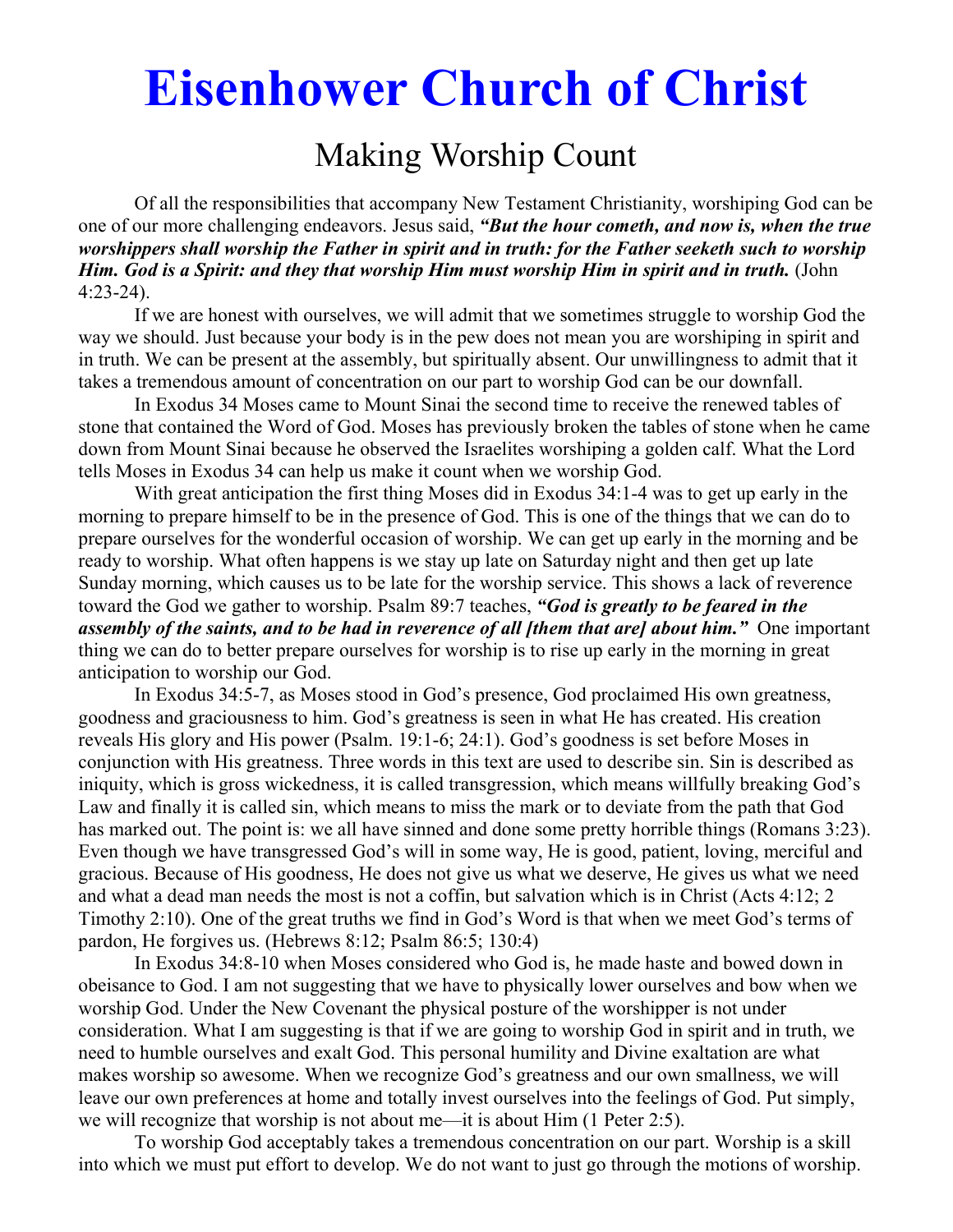# Eisenhower Church of Christ

## Making Worship Count

Of all the responsibilities that accompany New Testament Christianity, worshiping God can be one of our more challenging endeavors. Jesus said, ***"But the hour cometh, and now is, when the true worshippers shall worship the Father in spirit and in truth: for the Father seeketh such to worship Him. God is a Spirit: and they that worship Him must worship Him in spirit and in truth.*** (John 4:23-24).

If we are honest with ourselves, we will admit that we sometimes struggle to worship God the way we should. Just because your body is in the pew does not mean you are worshiping in spirit and in truth. We can be present at the assembly, but spiritually absent. Our unwillingness to admit that it takes a tremendous amount of concentration on our part to worship God can be our downfall.

In Exodus 34 Moses came to Mount Sinai the second time to receive the renewed tables of stone that contained the Word of God. Moses has previously broken the tables of stone when he came down from Mount Sinai because he observed the Israelites worshiping a golden calf. What the Lord tells Moses in Exodus 34 can help us make it count when we worship God.

With great anticipation the first thing Moses did in Exodus 34:1-4 was to get up early in the morning to prepare himself to be in the presence of God. This is one of the things that we can do to prepare ourselves for the wonderful occasion of worship. We can get up early in the morning and be ready to worship. What often happens is we stay up late on Saturday night and then get up late Sunday morning, which causes us to be late for the worship service. This shows a lack of reverence toward the God we gather to worship. Psalm 89:7 teaches, ***"God is greatly to be feared in the assembly of the saints, and to be had in reverence of all [them that are] about him."*** One important thing we can do to better prepare ourselves for worship is to rise up early in the morning in great anticipation to worship our God.

In Exodus 34:5-7, as Moses stood in God's presence, God proclaimed His own greatness, goodness and graciousness to him. God's greatness is seen in what He has created. His creation reveals His glory and His power (Psalm. 19:1-6; 24:1). God's goodness is set before Moses in conjunction with His greatness. Three words in this text are used to describe sin. Sin is described as iniquity, which is gross wickedness, it is called transgression, which means willfully breaking God's Law and finally it is called sin, which means to miss the mark or to deviate from the path that God has marked out. The point is: we all have sinned and done some pretty horrible things (Romans 3:23). Even though we have transgressed God's will in some way, He is good, patient, loving, merciful and gracious. Because of His goodness, He does not give us what we deserve, He gives us what we need and what a dead man needs the most is not a coffin, but salvation which is in Christ (Acts 4:12; 2 Timothy 2:10). One of the great truths we find in God's Word is that when we meet God's terms of pardon, He forgives us. (Hebrews 8:12; Psalm 86:5; 130:4)

In Exodus 34:8-10 when Moses considered who God is, he made haste and bowed down in obeisance to God. I am not suggesting that we have to physically lower ourselves and bow when we worship God. Under the New Covenant the physical posture of the worshipper is not under consideration. What I am suggesting is that if we are going to worship God in spirit and in truth, we need to humble ourselves and exalt God. This personal humility and Divine exaltation are what makes worship so awesome. When we recognize God's greatness and our own smallness, we will leave our own preferences at home and totally invest ourselves into the feelings of God. Put simply, we will recognize that worship is not about me—it is about Him (1 Peter 2:5).

To worship God acceptably takes a tremendous concentration on our part. Worship is a skill into which we must put effort to develop. We do not want to just go through the motions of worship.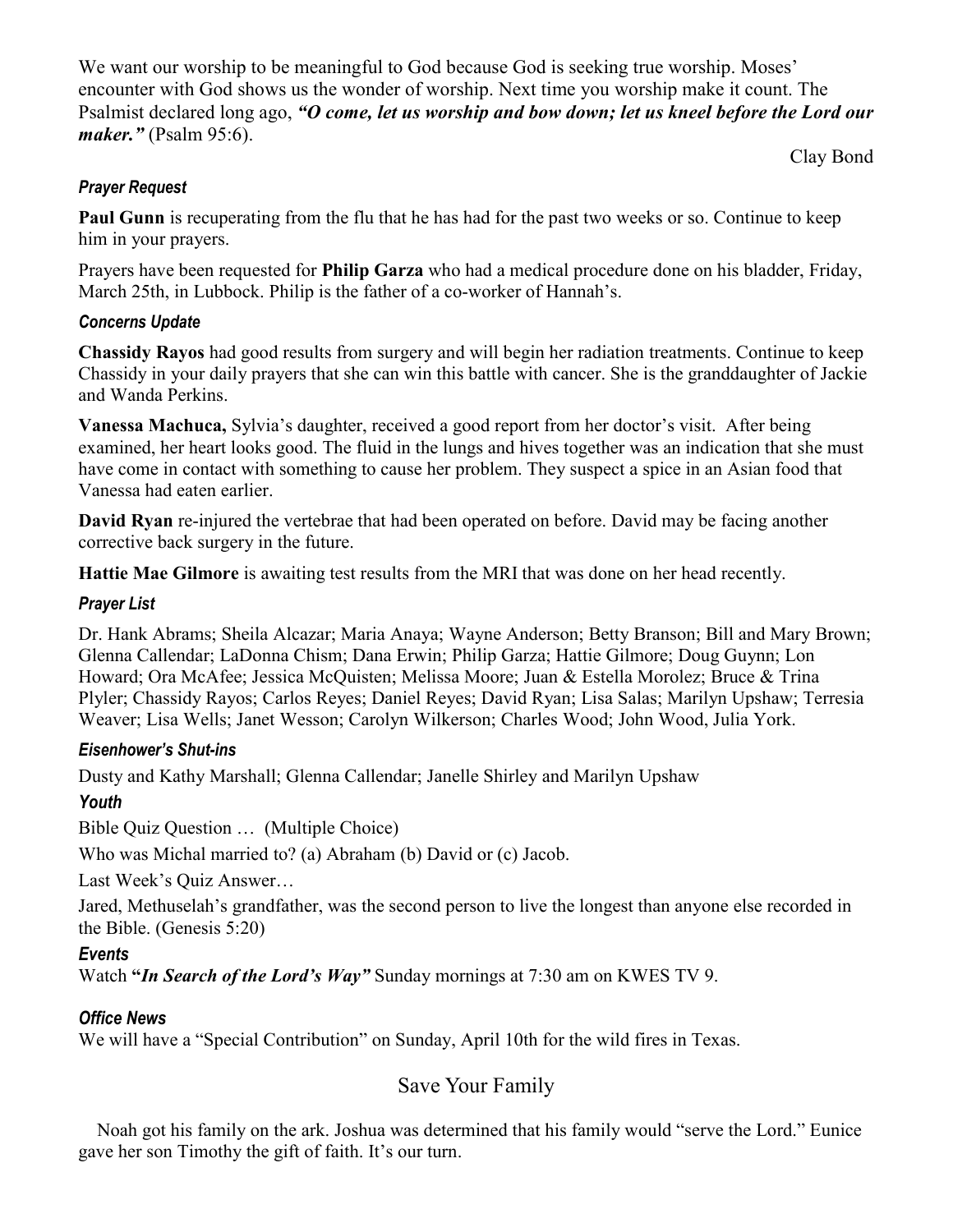We want our worship to be meaningful to God because God is seeking true worship. Moses' encounter with God shows us the wonder of worship. Next time you worship make it count. The Psalmist declared long ago, ***"O come, let us worship and bow down; let us kneel before the Lord our maker."*** (Psalm 95:6).

Clay Bond

### *Prayer Request*

**Paul Gunn** is recuperating from the flu that he has had for the past two weeks or so. Continue to keep him in your prayers.

Prayers have been requested for **Philip Garza** who had a medical procedure done on his bladder, Friday, March 25th, in Lubbock. Philip is the father of a co-worker of Hannah's.

### *Concerns Update*

**Chassidy Rayos** had good results from surgery and will begin her radiation treatments. Continue to keep Chassidy in your daily prayers that she can win this battle with cancer. She is the granddaughter of Jackie and Wanda Perkins.

**Vanessa Machuca,** Sylvia's daughter, received a good report from her doctor's visit. After being examined, her heart looks good. The fluid in the lungs and hives together was an indication that she must have come in contact with something to cause her problem. They suspect a spice in an Asian food that Vanessa had eaten earlier.

**David Ryan** re-injured the vertebrae that had been operated on before. David may be facing another corrective back surgery in the future.

**Hattie Mae Gilmore** is awaiting test results from the MRI that was done on her head recently.

### *Prayer List*

Dr. Hank Abrams; Sheila Alcazar; Maria Anaya; Wayne Anderson; Betty Branson; Bill and Mary Brown; Glenna Callendar; LaDonna Chism; Dana Erwin; Philip Garza; Hattie Gilmore; Doug Guynn; Lon Howard; Ora McAfee; Jessica McQuisten; Melissa Moore; Juan & Estella Morolez; Bruce & Trina Plyler; Chassidy Rayos; Carlos Reyes; Daniel Reyes; David Ryan; Lisa Salas; Marilyn Upshaw; Terresia Weaver; Lisa Wells; Janet Wesson; Carolyn Wilkerson; Charles Wood; John Wood, Julia York.

### *Eisenhower's Shut-ins*

Dusty and Kathy Marshall; Glenna Callendar; Janelle Shirley and Marilyn Upshaw

### *Youth*

Bible Quiz Question … (Multiple Choice)

Who was Michal married to? (a) Abraham (b) David or (c) Jacob.

Last Week's Quiz Answer…

Jared, Methuselah's grandfather, was the second person to live the longest than anyone else recorded in the Bible. (Genesis 5:20)

### *Events*

Watch **"*In Search of the Lord's Way"*** Sunday mornings at 7:30 am on KWES TV 9.

### *Office News*

We will have a "Special Contribution" on Sunday, April 10th for the wild fires in Texas.

## Save Your Family

Noah got his family on the ark. Joshua was determined that his family would "serve the Lord." Eunice gave her son Timothy the gift of faith. It's our turn.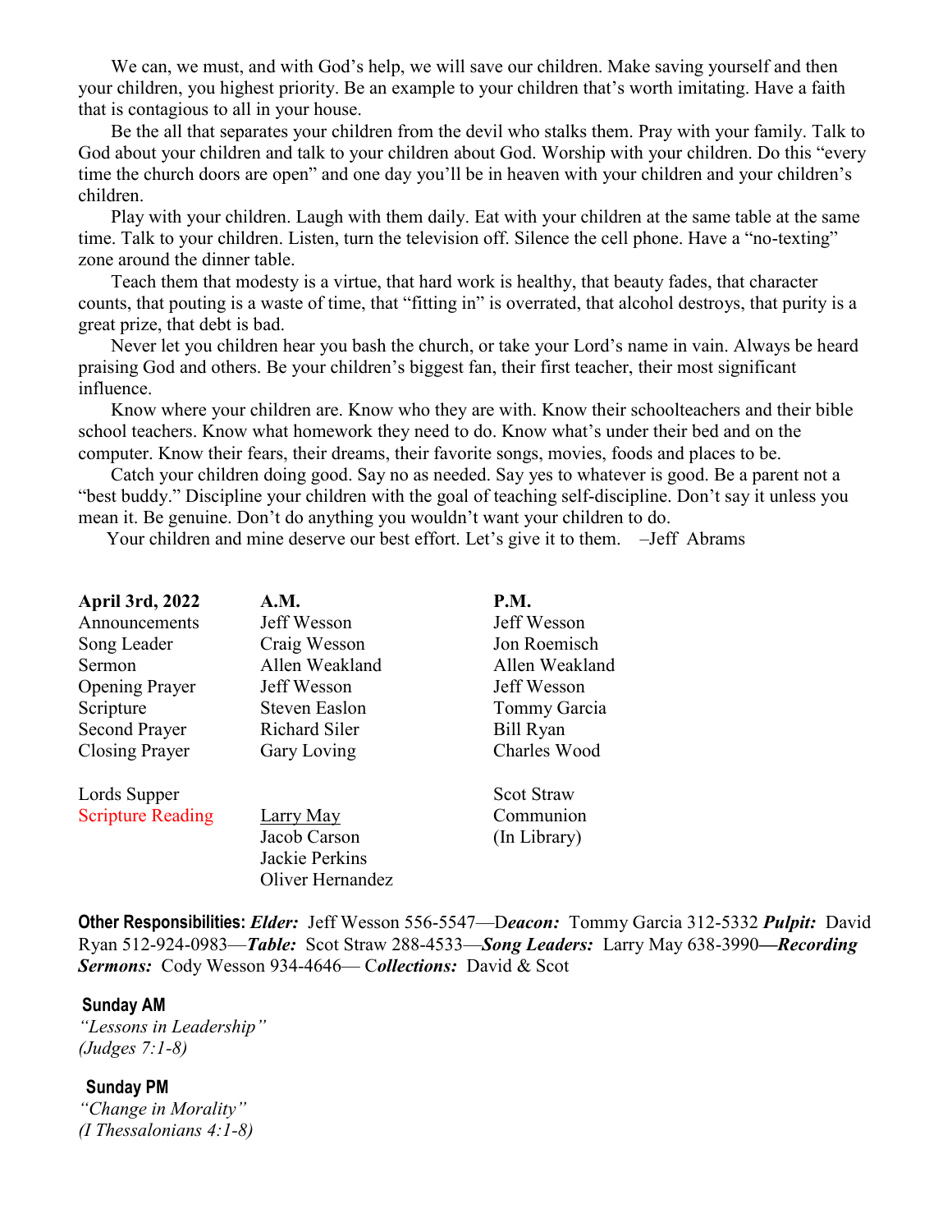We can, we must, and with God's help, we will save our children. Make saving yourself and then your children, you highest priority. Be an example to your children that's worth imitating. Have a faith that is contagious to all in your house.

Be the all that separates your children from the devil who stalks them. Pray with your family. Talk to God about your children and talk to your children about God. Worship with your children. Do this "every time the church doors are open" and one day you'll be in heaven with your children and your children's children.

Play with your children. Laugh with them daily. Eat with your children at the same table at the same time. Talk to your children. Listen, turn the television off. Silence the cell phone. Have a "no-texting" zone around the dinner table.

Teach them that modesty is a virtue, that hard work is healthy, that beauty fades, that character counts, that pouting is a waste of time, that "fitting in" is overrated, that alcohol destroys, that purity is a great prize, that debt is bad.

Never let you children hear you bash the church, or take your Lord's name in vain. Always be heard praising God and others. Be your children's biggest fan, their first teacher, their most significant influence.

Know where your children are. Know who they are with. Know their schoolteachers and their bible school teachers. Know what homework they need to do. Know what's under their bed and on the computer. Know their fears, their dreams, their favorite songs, movies, foods and places to be.

Catch your children doing good. Say no as needed. Say yes to whatever is good. Be a parent not a "best buddy." Discipline your children with the goal of teaching self-discipline. Don't say it unless you mean it. Be genuine. Don't do anything you wouldn't want your children to do.

Your children and mine deserve our best effort. Let's give it to them. –Jeff Abrams

| **April 3rd, 2022** | **A.M.** | **P.M.** |
|---|---|---|
| Announcements | Jeff Wesson | Jeff Wesson |
| Song Leader | Craig Wesson | Jon Roemisch |
| Sermon | Allen Weakland | Allen Weakland |
| Opening Prayer | Jeff Wesson | Jeff Wesson |
| Scripture | Steven Easlon | Tommy Garcia |
| Second Prayer | Richard Siler | Bill Ryan |
| Closing Prayer | Gary Loving | Charles Wood |
| Lords Supper | | Scot Straw |
| Scripture Reading | Larry May | Communion |
| | Jacob Carson | (In Library) |
| | Jackie Perkins | |
| | Oliver Hernandez | |

**Other Responsibilities:** ***Elder:*** Jeff Wesson 556-5547—D***eacon:*** Tommy Garcia 312-5332 ***Pulpit:*** David Ryan 512-924-0983—***Table:*** Scot Straw 288-4533—***Song Leaders:*** Larry May 638-3990**—*Recording Sermons:*** Cody Wesson 934-4646— C***ollections:*** David & Scot

**Sunday AM**

*"Lessons in Leadership"*
*(Judges 7:1-8)*

**Sunday PM**

*"Change in Morality"*
*(I Thessalonians 4:1-8)*